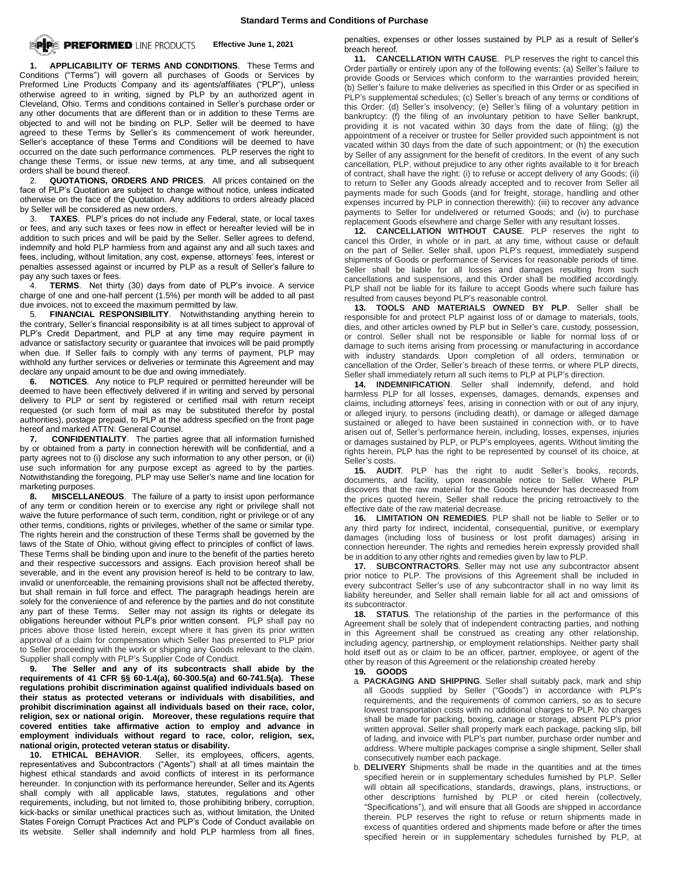# Standard Terms and Conditions of Purchase

**PREFORMED** LINE PRODUCTS **Effective June 1, 2021**

**1. APPLICABILITY OF TERMS AND CONDITIONS**. These Terms and Conditions ("Terms") will govern all purchases of Goods or Services by Preformed Line Products Company and its agents/affiliates ("PLP"), unless otherwise agreed to in writing, signed by PLP by an authorized agent in Cleveland, Ohio. Terms and conditions contained in Seller's purchase order or any other documents that are different than or in addition to these Terms are objected to and will not be binding on PLP. Seller will be deemed to have agreed to these Terms by Seller's its commencement of work hereunder, Seller's acceptance of these Terms and Conditions will be deemed to have occurred on the date such performance commences. PLP reserves the right to change these Terms, or issue new terms, at any time, and all subsequent orders shall be bound thereof.

2. **QUOTATIONS, ORDERS AND PRICES**. All prices contained on the face of PLP's Quotation are subject to change without notice, unless indicated otherwise on the face of the Quotation. Any additions to orders already placed by Seller will be considered as new orders.

3. **TAXES**. PLP's prices do not include any Federal, state, or local taxes or fees, and any such taxes or fees now in effect or hereafter levied will be in addition to such prices and will be paid by the Seller. Seller agrees to defend, indemnify and hold PLP harmless from and against any and all such taxes and fees, including, without limitation, any cost, expense, attorneys' fees, interest or penalties assessed against or incurred by PLP as a result of Seller's failure to pay any such taxes or fees.

4. **TERMS**. Net thirty (30) days from date of PLP's invoice. A service charge of one and one-half percent (1.5%) per month will be added to all past due invoices, not to exceed the maximum permitted by law.

5. **FINANCIAL RESPONSIBILITY**. Notwithstanding anything herein to the contrary, Seller's financial responsibility is at all times subject to approval of PLP's Credit Department, and PLP at any time may require payment in advance or satisfactory security or guarantee that invoices will be paid promptly when due. If Seller fails to comply with any terms of payment, PLP may withhold any further services or deliveries or terminate this Agreement and may declare any unpaid amount to be due and owing immediately.

**6. NOTICES**. Any notice to PLP required or permitted hereunder will be deemed to have been effectively delivered if in writing and served by personal delivery to PLP or sent by registered or certified mail with return receipt requested (or such form of mail as may be substituted therefor by postal authorities), postage prepaid, to PLP at the address specified on the front page hereof and marked ATTN: General Counsel.

**7. CONFIDENTIALITY**. The parties agree that all information furnished by or obtained from a party in connection herewith will be confidential, and a party agrees not to (i) disclose any such information to any other person, or (ii) use such information for any purpose except as agreed to by the parties. Notwithstanding the foregoing, PLP may use Seller's name and line location for marketing purposes.

**8. MISCELLANEOUS**. The failure of a party to insist upon performance of any term or condition herein or to exercise any right or privilege shall not waive the future performance of such term, condition, right or privilege or of any other terms, conditions, rights or privileges, whether of the same or similar type. The rights herein and the construction of these Terms shall be governed by the laws of the State of Ohio, without giving effect to principles of conflict of laws. These Terms shall be binding upon and inure to the benefit of the parties hereto and their respective successors and assigns. Each provision hereof shall be severable, and in the event any provision hereof is held to be contrary to law, invalid or unenforceable, the remaining provisions shall not be affected thereby, but shall remain in full force and effect. The paragraph headings herein are solely for the convenience of and reference by the parties and do not constitute any part of these Terms. Seller may not assign its rights or delegate its obligations hereunder without PLP's prior written consent. PLP shall pay no prices above those listed herein, except where it has given its prior written approval of a claim for compensation which Seller has presented to PLP prior to Seller proceeding with the work or shipping any Goods relevant to the claim. Supplier shall comply with PLP's Supplier Code of Conduct.

**9. The Seller and any of its subcontracts shall abide by the requirements of 41 CFR §§ 60-1.4(a), 60-300.5(a) and 60-741.5(a). These regulations prohibit discrimination against qualified individuals based on their status as protected veterans or individuals with disabilities, and prohibit discrimination against all individuals based on their race, color, religion, sex or national origin. Moreover, these regulations require that covered entities take affirmative action to employ and advance in employment individuals without regard to race, color, religion, sex, national origin, protected veteran status or disability.**

**10. ETHICAL BEHAVIOR**. Seller, its employees, officers, agents, representatives and Subcontractors ("Agents") shall at all times maintain the highest ethical standards and avoid conflicts of interest in its performance hereunder. In conjunction with its performance hereunder, Seller and its Agents shall comply with all applicable laws, statutes, regulations and other requirements, including, but not limited to, those prohibiting bribery, corruption, kick-backs or similar unethical practices such as, without limitation, the United States Foreign Corrupt Practices Act and PLP's Code of Conduct available on its website. Seller shall indemnify and hold PLP harmless from all fines, penalties, expenses or other losses sustained by PLP as a result of Seller's breach hereof.

**11. CANCELLATION WITH CAUSE**. PLP reserves the right to cancel this Order partially or entirely upon any of the following events: (a) Seller's failure to provide Goods or Services which conform to the warranties provided herein; (b) Seller's failure to make deliveries as specified in this Order or as specified in PLP's supplemental schedules; (c) Seller's breach of any terms or conditions of this Order: (d) Seller's insolvency; (e) Seller's filing of a voluntary petition in bankruptcy: (f) the filing of an involuntary petition to have Seller bankrupt, providing it is not vacated within 30 days from the date of filing; (g) the appointment of a receiver or trustee for Seller provided such appointment is not vacated within 30 days from the date of such appointment; or (h) the execution by Seller of any assignment for the benefit of creditors. In the event of any such cancellation, PLP, without prejudice to any other rights available to it for breach of contract, shall have the right: (i) to refuse or accept delivery of any Goods; (ii) to return to Seller any Goods already accepted and to recover from Seller all payments made for such Goods (and for freight, storage, handling and other expenses incurred by PLP in connection therewith): (iii) to recover any advance payments to Seller for undelivered or returned Goods; and (iv) to purchase replacement Goods elsewhere and charge Seller with any resultant losses.

**12. CANCELLATION WITHOUT CAUSE**. PLP reserves the right to cancel this Order, in whole or in part, at any time, without cause or default on the part of Seller. Seller shall, upon PLP's request, immediately suspend shipments of Goods or performance of Services for reasonable periods of time. Seller shall be liable for all losses and damages resulting from such cancellations and suspensions, and this Order shall be modified accordingly. PLP shall not be liable for its failure to accept Goods where such failure has resulted from causes beyond PLP's reasonable control.

**13. TOOLS AND MATERIALS OWNED BY PLP**. Seller shall be responsible for and protect PLP against loss of or damage to materials, tools, dies, and other articles owned by PLP but in Seller's care, custody, possession, or control. Seller shall not be responsible or liable for normal loss of or damage to such items arising from processing or manufacturing in accordance with industry standards. Upon completion of all orders, termination or cancellation of the Order, Seller's breach of these terms, or where PLP directs, Seller shall immediately return all such items to PLP at PLP's direction.

**14. INDEMNIFICATION**. Seller shall indemnify, defend, and hold harmless PLP for all losses, expenses, damages, demands, expenses and claims, including attorneys' fees, arising in connection with or out of any injury, or alleged injury, to persons (including death), or damage or alleged damage sustained or alleged to have been sustained in connection with, or to have arisen out of, Seller's performance herein, including, losses, expenses, injuries or damages sustained by PLP, or PLP's employees, agents. Without limiting the rights herein, PLP has the right to be represented by counsel of its choice, at Seller's costs.

**15. AUDIT**. PLP has the right to audit Seller's books, records, documents, and facility, upon reasonable notice to Seller. Where PLP discovers that the raw material for the Goods hereunder has decreased from the prices quoted herein, Seller shall reduce the pricing retroactively to the effective date of the raw material decrease.

**16. LIMITATION ON REMEDIES**. PLP shall not be liable to Seller or to any third party for indirect, incidental, consequential, punitive, or exemplary damages (including loss of business or lost profit damages) arising in connection hereunder. The rights and remedies herein expressly provided shall be in addition to any other rights and remedies given by law to PLP.

**17. SUBCONTRACTORS**. Seller may not use any subcontractor absent prior notice to PLP. The provisions of this Agreement shall be included in every subcontract Seller's use of any subcontractor shall in no way limit its liability hereunder, and Seller shall remain liable for all act and omissions of its subcontractor.

**18. STATUS**. The relationship of the parties in the performance of this Agreement shall be solely that of independent contracting parties, and nothing in this Agreement shall be construed as creating any other relationship, including agency, partnership, or employment relationships. Neither party shall hold itself out as or claim to be an officer, partner, employee, or agent of the other by reason of this Agreement or the relationship created hereby

**19. GOODS**

a. **PACKAGING AND SHIPPING**. Seller shall suitably pack, mark and ship all Goods supplied by Seller ("Goods") in accordance with PLP's requirements, and the requirements of common carriers, so as to secure lowest transportation costs with no additional charges to PLP. No charges shall be made for packing, boxing, canage or storage, absent PLP's prior written approval. Seller shall properly mark each package, packing slip, bill of lading, and invoice with PLP's part number, purchase order number and address. Where multiple packages comprise a single shipment, Seller shall consecutively number each package.

b. **DELIVERY** Shipments shall be made in the quantities and at the times specified herein or in supplementary schedules furnished by PLP. Seller will obtain all specifications, standards, drawings, plans, instructions, or other descriptions furnished by PLP or cited herein (collectively, "Specifications"), and will ensure that all Goods are shipped in accordance therein. PLP reserves the right to refuse or return shipments made in excess of quantities ordered and shipments made before or after the times specified herein or in supplementary schedules furnished by PLP, at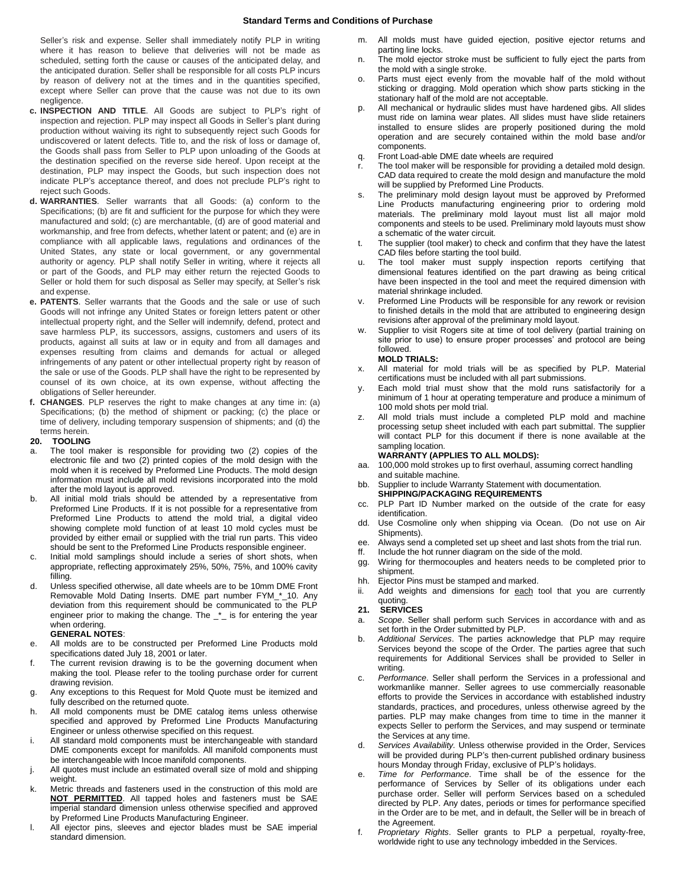Seller's risk and expense. Seller shall immediately notify PLP in writing where it has reason to believe that deliveries will not be made as scheduled, setting forth the cause or causes of the anticipated delay, and the anticipated duration. Seller shall be responsible for all costs PLP incurs by reason of delivery not at the times and in the quantities specified, except where Seller can prove that the cause was not due to its own negligence.

**c. INSPECTION AND TITLE**. All Goods are subject to PLP's right of inspection and rejection. PLP may inspect all Goods in Seller's plant during production without waiving its right to subsequently reject such Goods for undiscovered or latent defects. Title to, and the risk of loss or damage of, the Goods shall pass from Seller to PLP upon unloading of the Goods at the destination specified on the reverse side hereof. Upon receipt at the destination, PLP may inspect the Goods, but such inspection does not indicate PLP's acceptance thereof, and does not preclude PLP's right to reject such Goods.

**d. WARRANTIES**. Seller warrants that all Goods: (a) conform to the Specifications; (b) are fit and sufficient for the purpose for which they were manufactured and sold; (c) are merchantable, (d) are of good material and workmanship, and free from defects, whether latent or patent; and (e) are in compliance with all applicable laws, regulations and ordinances of the United States, any state or local government, or any governmental authority or agency. PLP shall notify Seller in writing, where it rejects all or part of the Goods, and PLP may either return the rejected Goods to Seller or hold them for such disposal as Seller may specify, at Seller's risk and expense.

**e. PATENTS**. Seller warrants that the Goods and the sale or use of such Goods will not infringe any United States or foreign letters patent or other intellectual property right, and the Seller will indemnify, defend, protect and save harmless PLP, its successors, assigns, customers and users of its products, against all suits at law or in equity and from all damages and expenses resulting from claims and demands for actual or alleged infringements of any patent or other intellectual property right by reason of the sale or use of the Goods. PLP shall have the right to be represented by counsel of its own choice, at its own expense, without affecting the obligations of Seller hereunder.

**f. CHANGES**. PLP reserves the right to make changes at any time in: (a) Specifications; (b) the method of shipment or packing; (c) the place or time of delivery, including temporary suspension of shipments; and (d) the terms herein.

**20. TOOLING**

a. The tool maker is responsible for providing two (2) copies of the electronic file and two (2) printed copies of the mold design with the mold when it is received by Preformed Line Products. The mold design information must include all mold revisions incorporated into the mold after the mold layout is approved.

b. All initial mold trials should be attended by a representative from Preformed Line Products. If it is not possible for a representative from Preformed Line Products to attend the mold trial, a digital video showing complete mold function of at least 10 mold cycles must be provided by either email or supplied with the trial run parts. This video should be sent to the Preformed Line Products responsible engineer.

c. Initial mold samplings should include a series of short shots, when appropriate, reflecting approximately 25%, 50%, 75%, and 100% cavity filling.

d. Unless specified otherwise, all date wheels are to be 10mm DME Front Removable Mold Dating Inserts. DME part number FYM_*_10. Any deviation from this requirement should be communicated to the PLP engineer prior to making the change. The _*_ is for entering the year when ordering.

**GENERAL NOTES**:

e. All molds are to be constructed per Preformed Line Products mold specifications dated July 18, 2001 or later.

f. The current revision drawing is to be the governing document when making the tool. Please refer to the tooling purchase order for current drawing revision.

g. Any exceptions to this Request for Mold Quote must be itemized and fully described on the returned quote.

h. All mold components must be DME catalog items unless otherwise specified and approved by Preformed Line Products Manufacturing Engineer or unless otherwise specified on this request.

i. All standard mold components must be interchangeable with standard DME components except for manifolds. All manifold components must be interchangeable with Incoe manifold components.

j. All quotes must include an estimated overall size of mold and shipping weight.

k. Metric threads and fasteners used in the construction of this mold are **NOT PERMITTED**. All tapped holes and fasteners must be SAE imperial standard dimension unless otherwise specified and approved by Preformed Line Products Manufacturing Engineer.

l. All ejector pins, sleeves and ejector blades must be SAE imperial standard dimension.

m. All molds must have guided ejection, positive ejector returns and parting line locks.

n. The mold ejector stroke must be sufficient to fully eject the parts from the mold with a single stroke.

o. Parts must eject evenly from the movable half of the mold without sticking or dragging. Mold operation which show parts sticking in the stationary half of the mold are not acceptable.

p. All mechanical or hydraulic slides must have hardened gibs. All slides must ride on lamina wear plates. All slides must have slide retainers installed to ensure slides are properly positioned during the mold operation and are securely contained within the mold base and/or components.

q. Front Load-able DME date wheels are required

r. The tool maker will be responsible for providing a detailed mold design. CAD data required to create the mold design and manufacture the mold will be supplied by Preformed Line Products.

s. The preliminary mold design layout must be approved by Preformed Line Products manufacturing engineering prior to ordering mold materials. The preliminary mold layout must list all major mold components and steels to be used. Preliminary mold layouts must show a schematic of the water circuit.

t. The supplier (tool maker) to check and confirm that they have the latest CAD files before starting the tool build.

u. The tool maker must supply inspection reports certifying that dimensional features identified on the part drawing as being critical have been inspected in the tool and meet the required dimension with material shrinkage included.

v. Preformed Line Products will be responsible for any rework or revision to finished details in the mold that are attributed to engineering design revisions after approval of the preliminary mold layout.

w. Supplier to visit Rogers site at time of tool delivery (partial training on site prior to use) to ensure proper processes' and protocol are being followed.

**MOLD TRIALS:**

x. All material for mold trials will be as specified by PLP. Material certifications must be included with all part submissions.

y. Each mold trial must show that the mold runs satisfactorily for a minimum of 1 hour at operating temperature and produce a minimum of 100 mold shots per mold trial.

z. All mold trials must include a completed PLP mold and machine processing setup sheet included with each part submittal. The supplier will contact PLP for this document if there is none available at the sampling location.

**WARRANTY (APPLIES TO ALL MOLDS):**

aa. 100,000 mold strokes up to first overhaul, assuming correct handling and suitable machine.

bb. Supplier to include Warranty Statement with documentation.

**SHIPPING/PACKAGING REQUIREMENTS**

cc. PLP Part ID Number marked on the outside of the crate for easy identification.

dd. Use Cosmoline only when shipping via Ocean. (Do not use on Air Shipments).

ee. Always send a completed set up sheet and last shots from the trial run.

ff. Include the hot runner diagram on the side of the mold.

gg. Wiring for thermocouples and heaters needs to be completed prior to shipment.

hh. Ejector Pins must be stamped and marked.

ii. Add weights and dimensions for each tool that you are currently quoting.

**21. SERVICES**

a. *Scope*. Seller shall perform such Services in accordance with and as set forth in the Order submitted by PLP.

b. *Additional Services*. The parties acknowledge that PLP may require Services beyond the scope of the Order. The parties agree that such requirements for Additional Services shall be provided to Seller in writing.

c. *Performance*. Seller shall perform the Services in a professional and workmanlike manner. Seller agrees to use commercially reasonable efforts to provide the Services in accordance with established industry standards, practices, and procedures, unless otherwise agreed by the parties. PLP may make changes from time to time in the manner it expects Seller to perform the Services, and may suspend or terminate the Services at any time.

d. *Services Availability*. Unless otherwise provided in the Order, Services will be provided during PLP's then-current published ordinary business hours Monday through Friday, exclusive of PLP's holidays.

e. *Time for Performance*. Time shall be of the essence for the performance of Services by Seller of its obligations under each purchase order. Seller will perform Services based on a scheduled directed by PLP. Any dates, periods or times for performance specified in the Order are to be met, and in default, the Seller will be in breach of the Agreement.

f. *Proprietary Rights*. Seller grants to PLP a perpetual, royalty-free, worldwide right to use any technology imbedded in the Services.